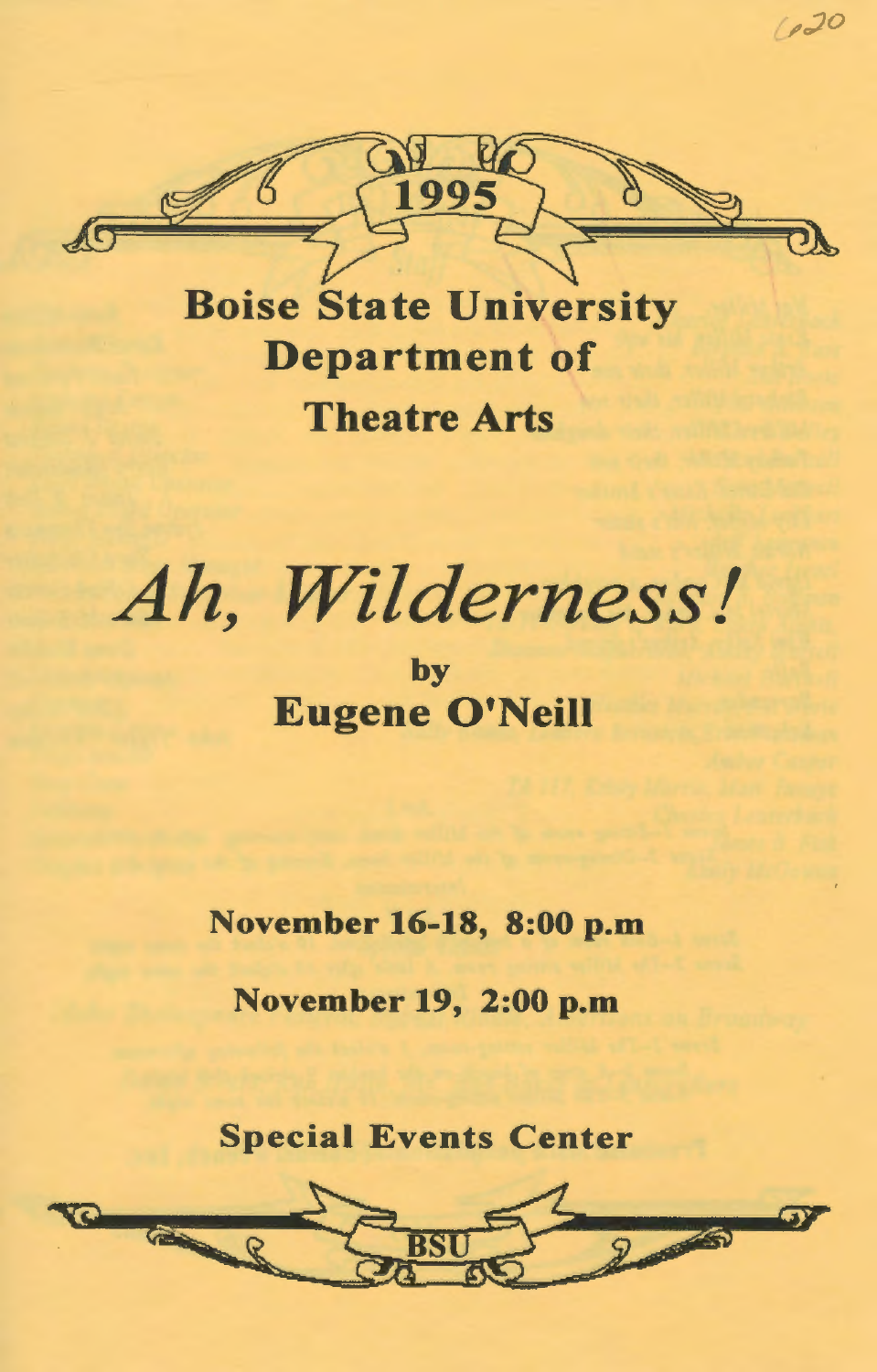1995

# Boise State University Department of Theatre Arts

# *Ah, Wilderness!*

by

## Eugene O'Neill

**November 16-18, 8:00 p.m**

**November 19, 2:00 p.m**

**Special Events Center**

BSU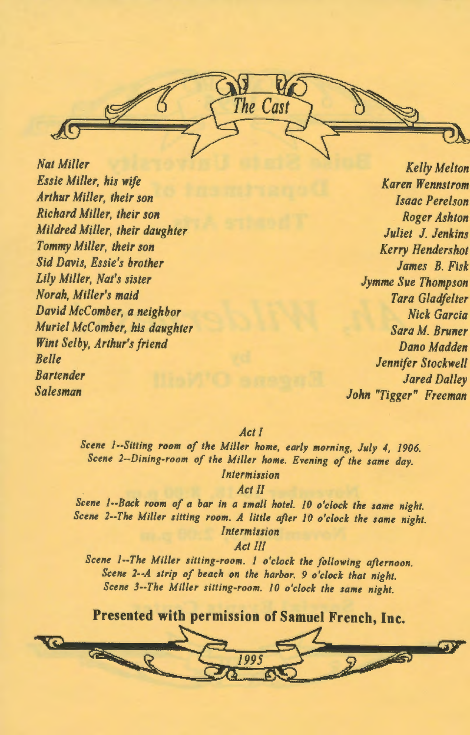## The Cast

| Role | Actor |
|---|---|
| *Nat Miller* | *Kelly Melton* |
| *Essie Miller, his wife* | *Karen Wennstrom* |
| *Arthur Miller, their son* | *Isaac Perelson* |
| *Richard Miller, their son* | *Roger Ashton* |
| *Mildred Miller, their daughter* | *Juliet J. Jenkins* |
| *Tommy Miller, their son* | *Kerry Hendershot* |
| *Sid Davis, Essie's brother* | *James B. Fisk* |
| *Lily Miller, Nat's sister* | *Jymme Sue Thompson* |
| *Norah, Miller's maid* | *Tara Gladfelter* |
| *David McComber, a neighbor* | *Nick Garcia* |
| *Muriel McComber, his daughter* | *Sara M. Bruner* |
| *Wint Selby, Arthur's friend* | *Dano Madden* |
| *Belle* | *Jennifer Stockwell* |
| *Bartender* | *Jared Dalley* |
| *Salesman* | *John "Tigger" Freeman* |

### *Act I*

*Scene 1--Sitting room of the Miller home, early morning, July 4, 1906.*
*Scene 2--Dining-room of the Miller home. Evening of the same day.*

*Intermission*

### *Act II*

*Scene 1--Back room of a bar in a small hotel. 10 o'clock the same night.*
*Scene 2--The Miller sitting room. A little after 10 o'clock the same night.*

*Intermission*

### *Act III*

*Scene 1--The Miller sitting-room. 1 o'clock the following afternoon.*
*Scene 2--A strip of beach on the harbor. 9 o'clock that night.*
*Scene 3--The Miller sitting-room. 10 o'clock the same night.*

**Presented with permission of Samuel French, Inc.**

*1995*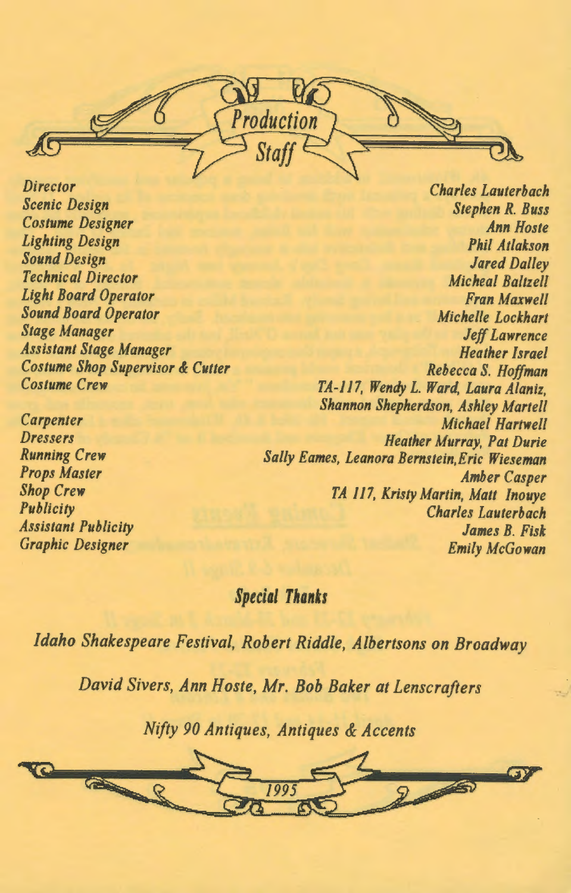# Production Staff

| Role | Name |
| --- | --- |
| Director | Charles Lauterbach |
| Scenic Design | Stephen R. Buss |
| Costume Designer | Ann Hoste |
| Lighting Design | Phil Atlakson |
| Sound Design | Jared Dalley |
| Technical Director | Micheal Baltzell |
| Light Board Operator | Fran Maxwell |
| Sound Board Operator | Michelle Lockhart |
| Stage Manager | Jeff Lawrence |
| Assistant Stage Manager | Heather Israel |
| Costume Shop Supervisor & Cutter | Rebecca S. Hoffman |
| Costume Crew | TA-117, Wendy L. Ward, Laura Alaniz, Shannon Shepherdson, Ashley Martell |
| Carpenter | Michael Hartwell |
| Dressers | Heather Murray, Pat Durie |
| Running Crew | Sally Eames, Leanora Bernstein, Eric Wieseman |
| Props Master | Amber Casper |
| Shop Crew | TA 117, Kristy Martin, Matt Inouye |
| Publicity | Charles Lauterbach |
| Assistant Publicity | James B. Fisk |
| Graphic Designer | Emily McGowan |

## Special Thanks

*Idaho Shakespeare Festival, Robert Riddle, Albertsons on Broadway*

*David Sivers, Ann Hoste, Mr. Bob Baker at Lenscrafters*

*Nifty 90 Antiques, Antiques & Accents*

1995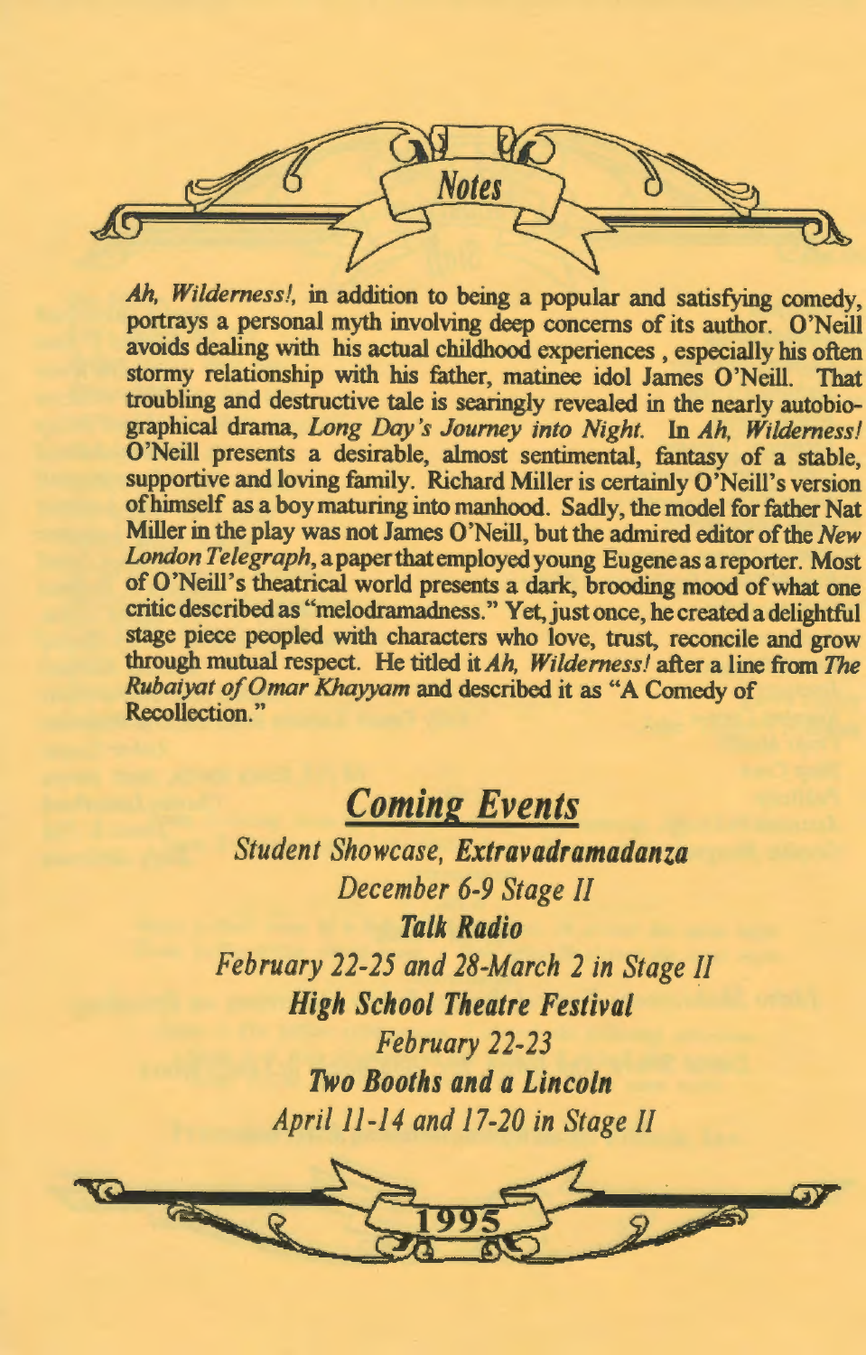## Notes

*Ah, Wilderness!*, in addition to being a popular and satisfying comedy, portrays a personal myth involving deep concerns of its author. O'Neill avoids dealing with his actual childhood experiences , especially his often stormy relationship with his father, matinee idol James O'Neill. That troubling and destructive tale is searingly revealed in the nearly autobiographical drama, *Long Day's Journey into Night*. In *Ah, Wilderness!* O'Neill presents a desirable, almost sentimental, fantasy of a stable, supportive and loving family. Richard Miller is certainly O'Neill's version of himself as a boy maturing into manhood. Sadly, the model for father Nat Miller in the play was not James O'Neill, but the admired editor of the *New London Telegraph*, a paper that employed young Eugene as a reporter. Most of O'Neill's theatrical world presents a dark, brooding mood of what one critic described as "melodramadness." Yet, just once, he created a delightful stage piece peopled with characters who love, trust, reconcile and grow through mutual respect. He titled it *Ah, Wilderness!* after a line from *The Rubaiyat of Omar Khayyam* and described it as "A Comedy of Recollection."

## Coming Events

*Student Showcase,* ***Extravadramadanza***
*December 6-9 Stage II*

***Talk Radio***
*February 22-25 and 28-March 2 in Stage II*

***High School Theatre Festival***
*February 22-23*

***Two Booths and a Lincoln***
*April 11-14 and 17-20 in Stage II*

1995